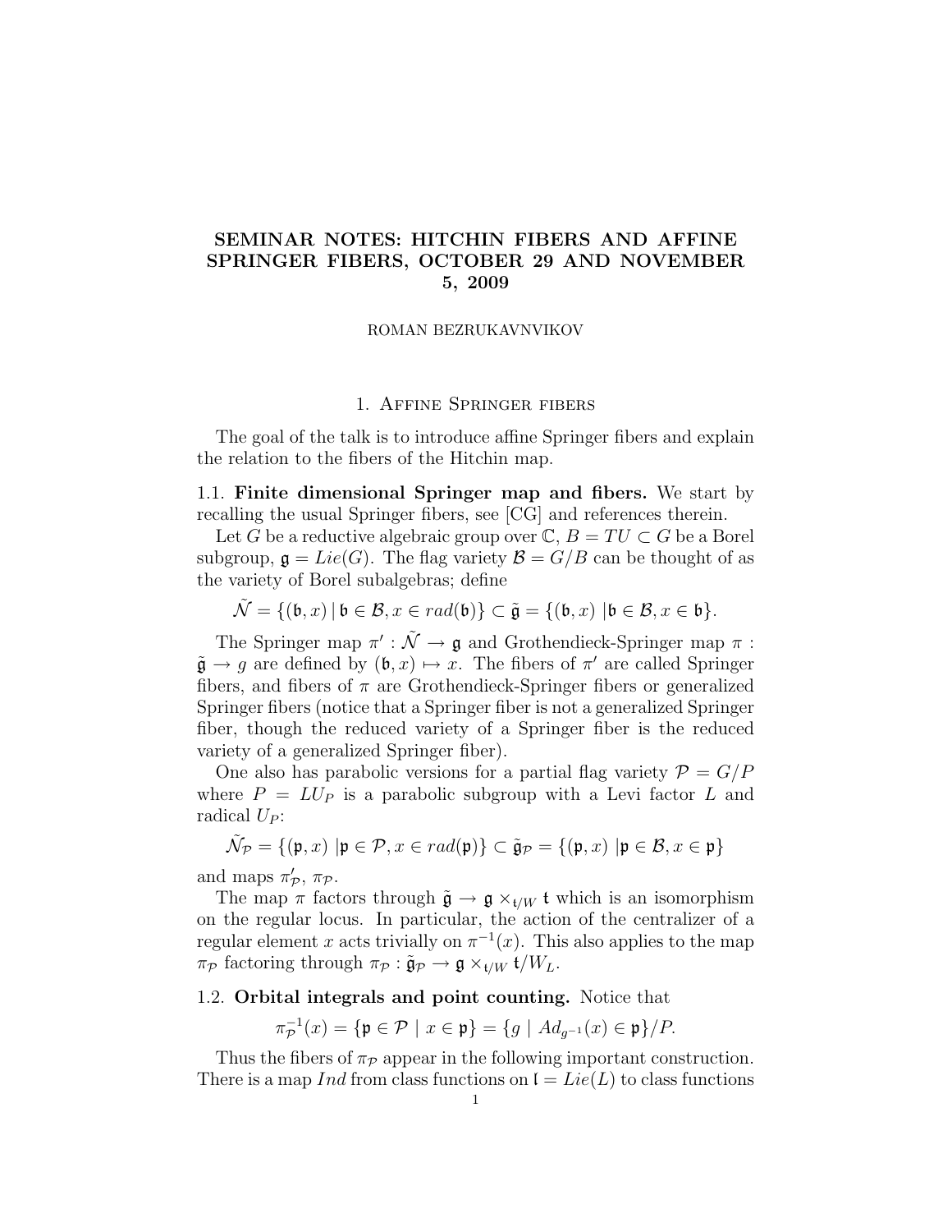# SEMINAR NOTES: HITCHIN FIBERS AND AFFINE SPRINGER FIBERS, OCTOBER 29 AND NOVEMBER 5, 2009

ROMAN BEZRUKAVNVIKOV

## 1. Affine Springer fibers

The goal of the talk is to introduce affine Springer fibers and explain the relation to the fibers of the Hitchin map.

### 1.1. Finite dimensional Springer map and fibers.

We start by recalling the usual Springer fibers, see [CG] and references therein.

Let $G$ be a reductive algebraic group over $\mathbb{C}$, $B = TU \subset G$ be a Borel subgroup, $\mathfrak{g} = Lie(G)$. The flag variety $\mathcal{B} = G/B$ can be thought of as the variety of Borel subalgebras; define

$$\tilde{\mathcal{N}} = \{(\mathfrak{b}, x) \,|\, \mathfrak{b} \in \mathcal{B}, x \in rad(\mathfrak{b})\} \subset \tilde{\mathfrak{g}} = \{(\mathfrak{b}, x) \,|\mathfrak{b} \in \mathcal{B}, x \in \mathfrak{b}\}.$$

The Springer map $\pi' : \tilde{\mathcal{N}} \to \mathfrak{g}$ and Grothendieck-Springer map $\pi : \tilde{\mathfrak{g}} \to g$ are defined by $(\mathfrak{b}, x) \mapsto x$. The fibers of $\pi'$ are called Springer fibers, and fibers of $\pi$ are Grothendieck-Springer fibers or generalized Springer fibers (notice that a Springer fiber is not a generalized Springer fiber, though the reduced variety of a Springer fiber is the reduced variety of a generalized Springer fiber).

One also has parabolic versions for a partial flag variety $\mathcal{P} = G/P$ where $P = LU_P$ is a parabolic subgroup with a Levi factor $L$ and radical $U_P$:

$$\tilde{\mathcal{N}_{\mathcal{P}}} = \{(\mathfrak{p}, x) \,|\mathfrak{p} \in \mathcal{P}, x \in rad(\mathfrak{p})\} \subset \tilde{\mathfrak{g}}_{\mathcal{P}} = \{(\mathfrak{p}, x) \,|\mathfrak{p} \in \mathcal{B}, x \in \mathfrak{p}\}$$

and maps $\pi'_{\mathcal{P}}$, $\pi_{\mathcal{P}}$.

The map $\pi$ factors through $\tilde{\mathfrak{g}} \to \mathfrak{g} \times_{\mathfrak{t}/W} \mathfrak{t}$ which is an isomorphism on the regular locus. In particular, the action of the centralizer of a regular element $x$ acts trivially on $\pi^{-1}(x)$. This also applies to the map $\pi_{\mathcal{P}}$ factoring through $\pi_{\mathcal{P}} : \tilde{\mathfrak{g}}_{\mathcal{P}} \to \mathfrak{g} \times_{\mathfrak{t}/W} \mathfrak{t}/W_L$.

### 1.2. Orbital integrals and point counting.

Notice that

$$\pi_{\mathcal{P}}^{-1}(x) = \{\mathfrak{p} \in \mathcal{P} \mid x \in \mathfrak{p}\} = \{g \mid Ad_{g^{-1}}(x) \in \mathfrak{p}\}/P.$$

Thus the fibers of $\pi_{\mathcal{P}}$ appear in the following important construction. There is a map $Ind$ from class functions on $\mathfrak{l} = Lie(L)$ to class functions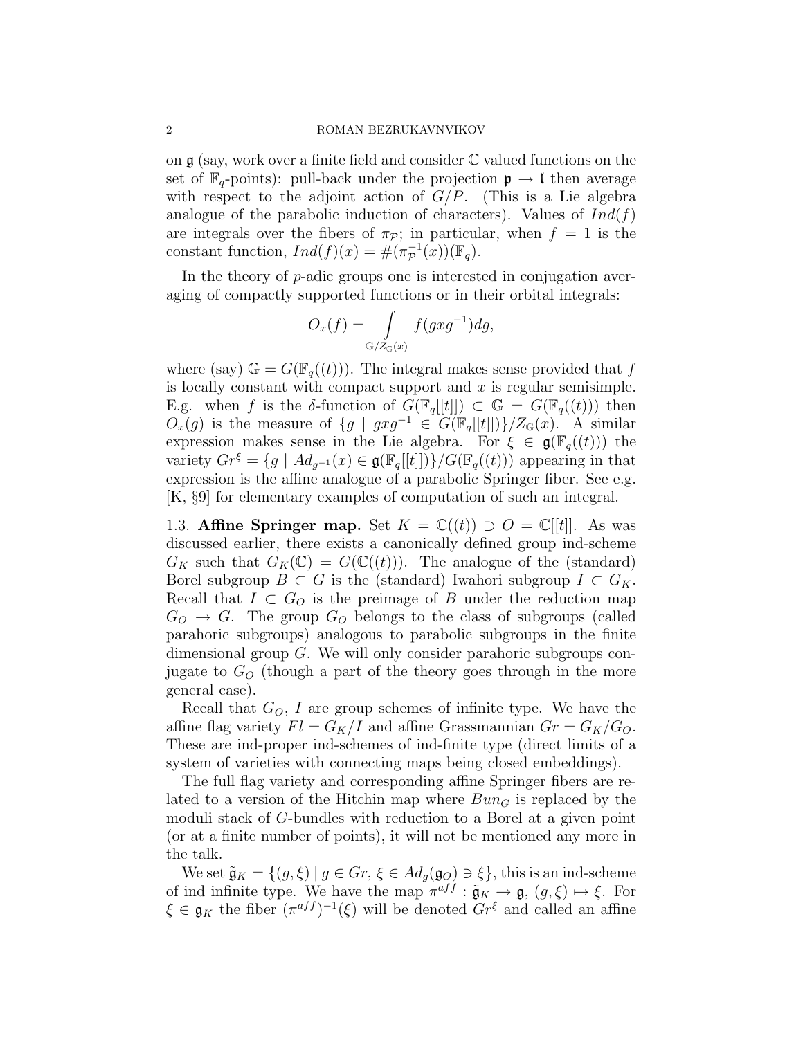on $\mathfrak{g}$ (say, work over a finite field and consider $\mathbb{C}$ valued functions on the set of $\mathbb{F}_q$-points): pull-back under the projection $\mathfrak{p} \to \mathfrak{l}$ then average with respect to the adjoint action of $G/P$. (This is a Lie algebra analogue of the parabolic induction of characters). Values of $Ind(f)$ are integrals over the fibers of $\pi_{\mathcal{P}}$; in particular, when $f = 1$ is the constant function, $Ind(f)(x) = \#(\pi_{\mathcal{P}}^{-1}(x))(\mathbb{F}_q)$.

In the theory of $p$-adic groups one is interested in conjugation averaging of compactly supported functions or in their orbital integrals:

$$O_x(f) = \int\limits_{\mathbb{G}/Z_{\mathbb{G}}(x)} f(gxg^{-1})dg,$$

where (say) $\mathbb{G} = G(\mathbb{F}_q((t)))$. The integral makes sense provided that $f$ is locally constant with compact support and $x$ is regular semisimple. E.g. when $f$ is the $\delta$-function of $G(\mathbb{F}_q[[t]]) \subset \mathbb{G} = G(\mathbb{F}_q((t)))$ then $O_x(g)$ is the measure of $\{g \mid gxg^{-1} \in G(\mathbb{F}_q[[t]])\}/Z_{\mathbb{G}}(x)$. A similar expression makes sense in the Lie algebra. For $\xi \in \mathfrak{g}(\mathbb{F}_q((t)))$ the variety $Gr^{\xi} = \{g \mid Ad_{g^{-1}}(x) \in \mathfrak{g}(\mathbb{F}_q[[t]])\}/G(\mathbb{F}_q((t)))$ appearing in that expression is the affine analogue of a parabolic Springer fiber. See e.g. [K, §9] for elementary examples of computation of such an integral.

1.3. **Affine Springer map.** Set $K = \mathbb{C}((t)) \supset O = \mathbb{C}[[t]]$. As was discussed earlier, there exists a canonically defined group ind-scheme $G_K$ such that $G_K(\mathbb{C}) = G(\mathbb{C}((t)))$. The analogue of the (standard) Borel subgroup $B \subset G$ is the (standard) Iwahori subgroup $I \subset G_K$. Recall that $I \subset G_O$ is the preimage of $B$ under the reduction map $G_O \to G$. The group $G_O$ belongs to the class of subgroups (called parahoric subgroups) analogous to parabolic subgroups in the finite dimensional group $G$. We will only consider parahoric subgroups conjugate to $G_O$ (though a part of the theory goes through in the more general case).

Recall that $G_O$, $I$ are group schemes of infinite type. We have the affine flag variety $Fl = G_K/I$ and affine Grassmannian $Gr = G_K/G_O$. These are ind-proper ind-schemes of ind-finite type (direct limits of a system of varieties with connecting maps being closed embeddings).

The full flag variety and corresponding affine Springer fibers are related to a version of the Hitchin map where $Bun_G$ is replaced by the moduli stack of $G$-bundles with reduction to a Borel at a given point (or at a finite number of points), it will not be mentioned any more in the talk.

We set $\tilde{\mathfrak{g}}_K = \{(g, \xi) \mid g \in Gr, \, \xi \in Ad_g(\mathfrak{g}_O) \ni \xi\}$, this is an ind-scheme of ind infinite type. We have the map $\pi^{aff} : \tilde{\mathfrak{g}}_K \to \mathfrak{g}$, $(g, \xi) \mapsto \xi$. For $\xi \in \mathfrak{g}_K$ the fiber $(\pi^{aff})^{-1}(\xi)$ will be denoted $Gr^{\xi}$ and called an affine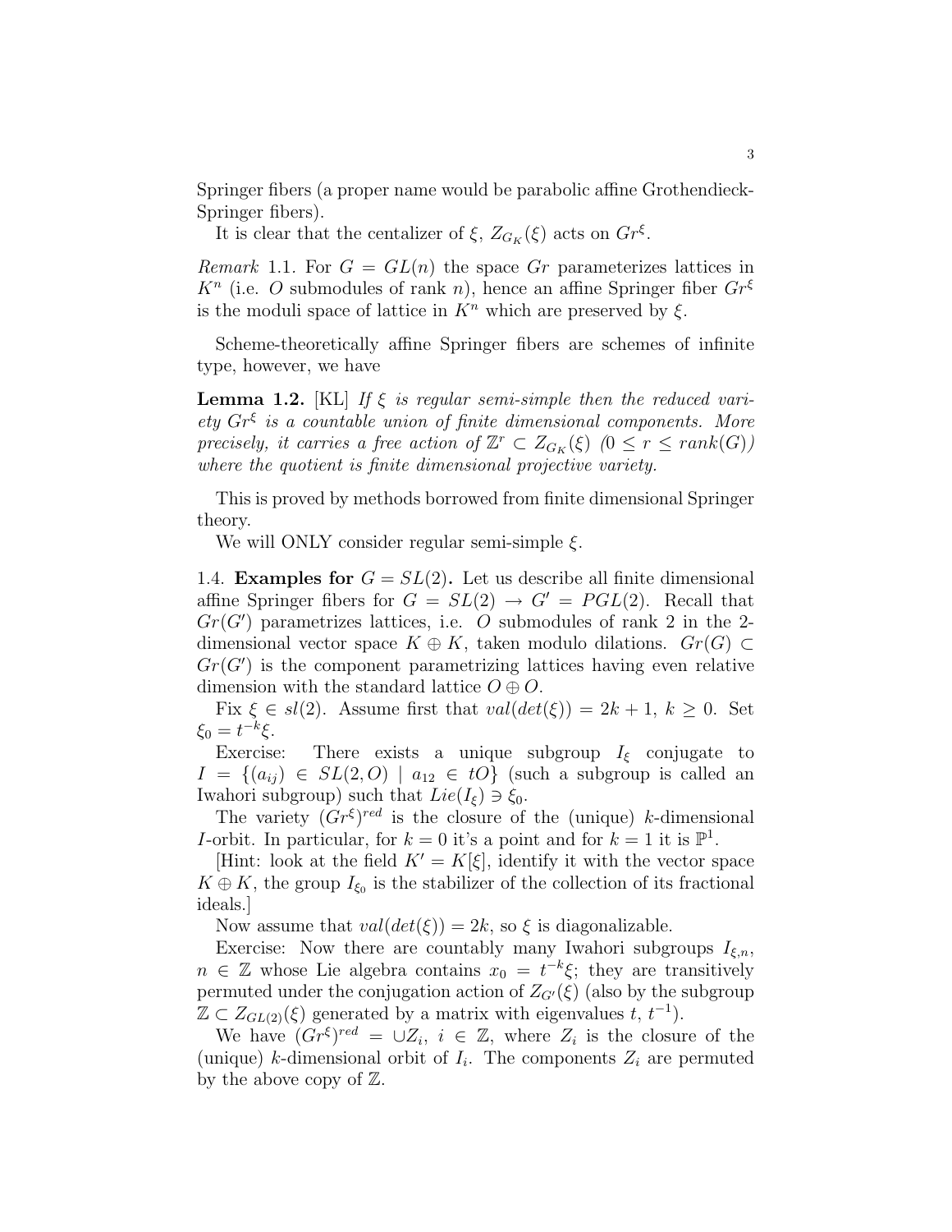Springer fibers (a proper name would be parabolic affine Grothendieck-Springer fibers).

It is clear that the centalizer of $\xi$, $Z_{G_K}(\xi)$ acts on $Gr^\xi$.

*Remark* 1.1. For $G = GL(n)$ the space $Gr$ parameterizes lattices in $K^n$ (i.e. $O$ submodules of rank $n$), hence an affine Springer fiber $Gr^\xi$ is the moduli space of lattice in $K^n$ which are preserved by $\xi$.

Scheme-theoretically affine Springer fibers are schemes of infinite type, however, we have

**Lemma 1.2.** [KL] *If $\xi$ is regular semi-simple then the reduced variety $Gr^\xi$ is a countable union of finite dimensional components. More precisely, it carries a free action of $\mathbb{Z}^r \subset Z_{G_K}(\xi)$ ($0 \leq r \leq rank(G)$) where the quotient is finite dimensional projective variety.*

This is proved by methods borrowed from finite dimensional Springer theory.

We will ONLY consider regular semi-simple $\xi$.

1.4. **Examples for $G = SL(2)$.** Let us describe all finite dimensional affine Springer fibers for $G = SL(2) \to G' = PGL(2)$. Recall that $Gr(G')$ parametrizes lattices, i.e. $O$ submodules of rank 2 in the 2-dimensional vector space $K \oplus K$, taken modulo dilations. $Gr(G) \subset Gr(G')$ is the component parametrizing lattices having even relative dimension with the standard lattice $O \oplus O$.

Fix $\xi \in sl(2)$. Assume first that $val(det(\xi)) = 2k+1$, $k \geq 0$. Set $\xi_0 = t^{-k}\xi$.

Exercise: There exists a unique subgroup $I_\xi$ conjugate to $I = \{(a_{ij}) \in SL(2, O) \mid a_{12} \in tO\}$ (such a subgroup is called an Iwahori subgroup) such that $Lie(I_\xi) \ni \xi_0$.

The variety $(Gr^\xi)^{red}$ is the closure of the (unique) $k$-dimensional $I$-orbit. In particular, for $k = 0$ it's a point and for $k = 1$ it is $\mathbb{P}^1$.

[Hint: look at the field $K' = K[\xi]$, identify it with the vector space $K \oplus K$, the group $I_{\xi_0}$ is the stabilizer of the collection of its fractional ideals.]

Now assume that $val(det(\xi)) = 2k$, so $\xi$ is diagonalizable.

Exercise: Now there are countably many Iwahori subgroups $I_{\xi,n}$, $n \in \mathbb{Z}$ whose Lie algebra contains $x_0 = t^{-k}\xi$; they are transitively permuted under the conjugation action of $Z_{G'}(\xi)$ (also by the subgroup $\mathbb{Z} \subset Z_{GL(2)}(\xi)$ generated by a matrix with eigenvalues $t$, $t^{-1}$).

We have $(Gr^\xi)^{red} = \cup Z_i$, $i \in \mathbb{Z}$, where $Z_i$ is the closure of the (unique) $k$-dimensional orbit of $I_i$. The components $Z_i$ are permuted by the above copy of $\mathbb{Z}$.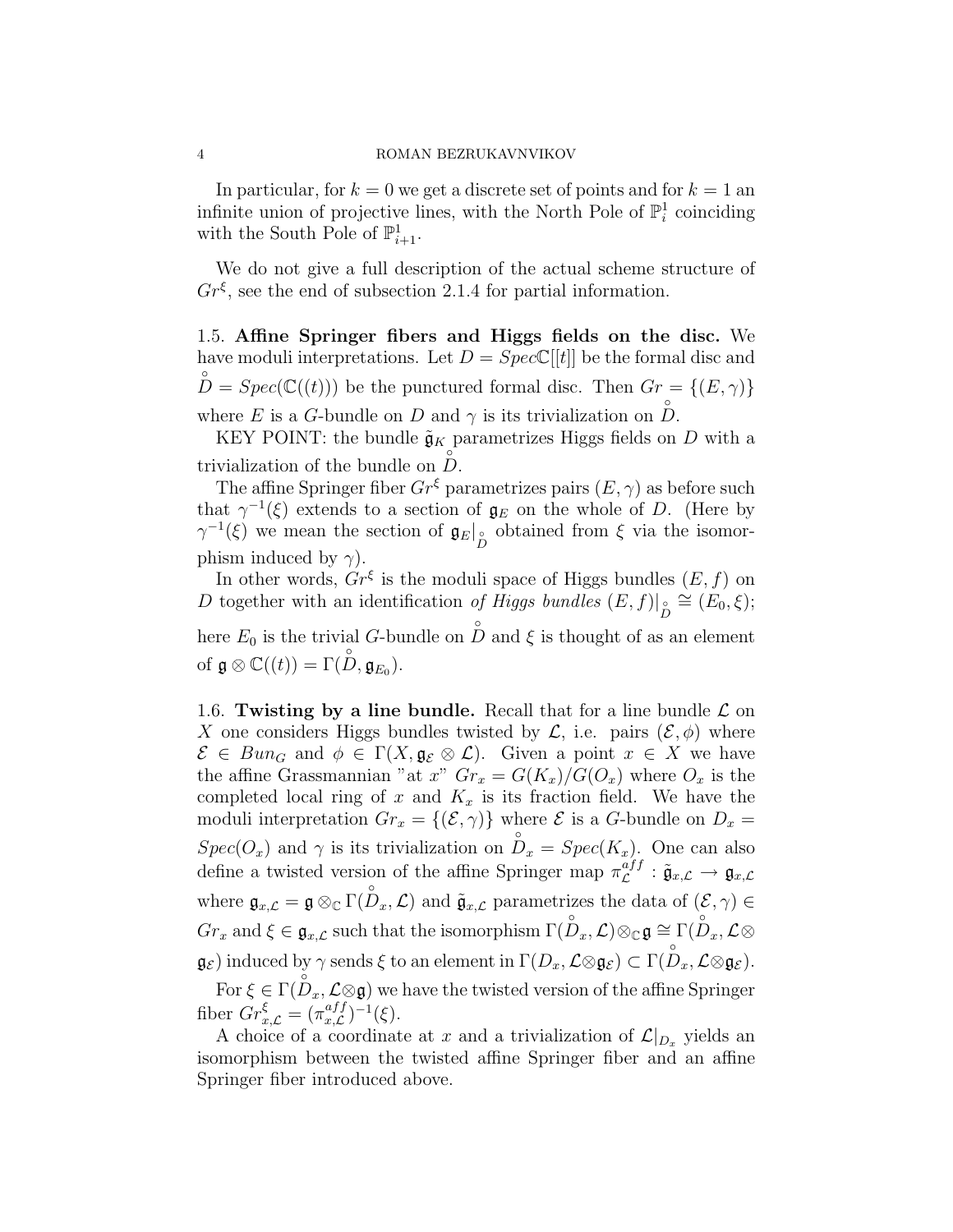In particular, for $k = 0$ we get a discrete set of points and for $k = 1$ an infinite union of projective lines, with the North Pole of $\mathbb{P}^1_i$ coinciding with the South Pole of $\mathbb{P}^1_{i+1}$.

We do not give a full description of the actual scheme structure of $Gr^\xi$, see the end of subsection 2.1.4 for partial information.

1.5. **Affine Springer fibers and Higgs fields on the disc.** We have moduli interpretations. Let $D = Spec\mathbb{C}[[t]]$ be the formal disc and $\overset{\circ}{D} = Spec(\mathbb{C}((t)))$ be the punctured formal disc. Then $Gr = \{(E, \gamma)\}$ where $E$ is a $G$-bundle on $D$ and $\gamma$ is its trivialization on $\overset{\circ}{D}$.

KEY POINT: the bundle $\tilde{\mathfrak{g}}_K$ parametrizes Higgs fields on $D$ with a trivialization of the bundle on $\overset{\circ}{D}$.

The affine Springer fiber $Gr^\xi$ parametrizes pairs $(E, \gamma)$ as before such that $\gamma^{-1}(\xi)$ extends to a section of $\mathfrak{g}_E$ on the whole of $D$. (Here by $\gamma^{-1}(\xi)$ we mean the section of $\mathfrak{g}_E|_{\overset{\circ}{D}}$ obtained from $\xi$ via the isomorphism induced by $\gamma$).

In other words, $Gr^\xi$ is the moduli space of Higgs bundles $(E, f)$ on $D$ together with an identification *of Higgs bundles* $(E, f)|_{\overset{\circ}{D}} \cong (E_0, \xi)$; here $E_0$ is the trivial $G$-bundle on $\overset{\circ}{D}$ and $\xi$ is thought of as an element of $\mathfrak{g} \otimes \mathbb{C}((t)) = \Gamma(\overset{\circ}{D}, \mathfrak{g}_{E_0})$.

1.6. **Twisting by a line bundle.** Recall that for a line bundle $\mathcal{L}$ on $X$ one considers Higgs bundles twisted by $\mathcal{L}$, i.e. pairs $(\mathcal{E}, \phi)$ where $\mathcal{E} \in Bun_G$ and $\phi \in \Gamma(X, \mathfrak{g}_\mathcal{E} \otimes \mathcal{L})$. Given a point $x \in X$ we have the affine Grassmannian "at $x$" $Gr_x = G(K_x)/G(O_x)$ where $O_x$ is the completed local ring of $x$ and $K_x$ is its fraction field. We have the moduli interpretation $Gr_x = \{(\mathcal{E}, \gamma)\}$ where $\mathcal{E}$ is a $G$-bundle on $D_x = Spec(O_x)$ and $\gamma$ is its trivialization on $\overset{\circ}{D}_x = Spec(K_x)$. One can also define a twisted version of the affine Springer map $\pi^{aff}_\mathcal{L} : \tilde{\mathfrak{g}}_{x,\mathcal{L}} \to \mathfrak{g}_{x,\mathcal{L}}$ where $\mathfrak{g}_{x,\mathcal{L}} = \mathfrak{g} \otimes_\mathbb{C} \Gamma(\overset{\circ}{D}_x, \mathcal{L})$ and $\tilde{\mathfrak{g}}_{x,\mathcal{L}}$ parametrizes the data of $(\mathcal{E}, \gamma) \in Gr_x$ and $\xi \in \mathfrak{g}_{x,\mathcal{L}}$ such that the isomorphism $\Gamma(\overset{\circ}{D}_x, \mathcal{L}) \otimes_\mathbb{C} \mathfrak{g} \cong \Gamma(\overset{\circ}{D}_x, \mathcal{L} \otimes \mathfrak{g}_\mathcal{E})$ induced by $\gamma$ sends $\xi$ to an element in $\Gamma(D_x, \mathcal{L} \otimes \mathfrak{g}_\mathcal{E}) \subset \Gamma(\overset{\circ}{D}_x, \mathcal{L} \otimes \mathfrak{g}_\mathcal{E})$.

For $\xi \in \Gamma(\overset{\circ}{D}_x, \mathcal{L} \otimes \mathfrak{g})$ we have the twisted version of the affine Springer fiber $Gr^\xi_{x,\mathcal{L}} = (\pi^{aff}_{x,\mathcal{L}})^{-1}(\xi)$.

A choice of a coordinate at $x$ and a trivialization of $\mathcal{L}|_{D_x}$ yields an isomorphism between the twisted affine Springer fiber and an affine Springer fiber introduced above.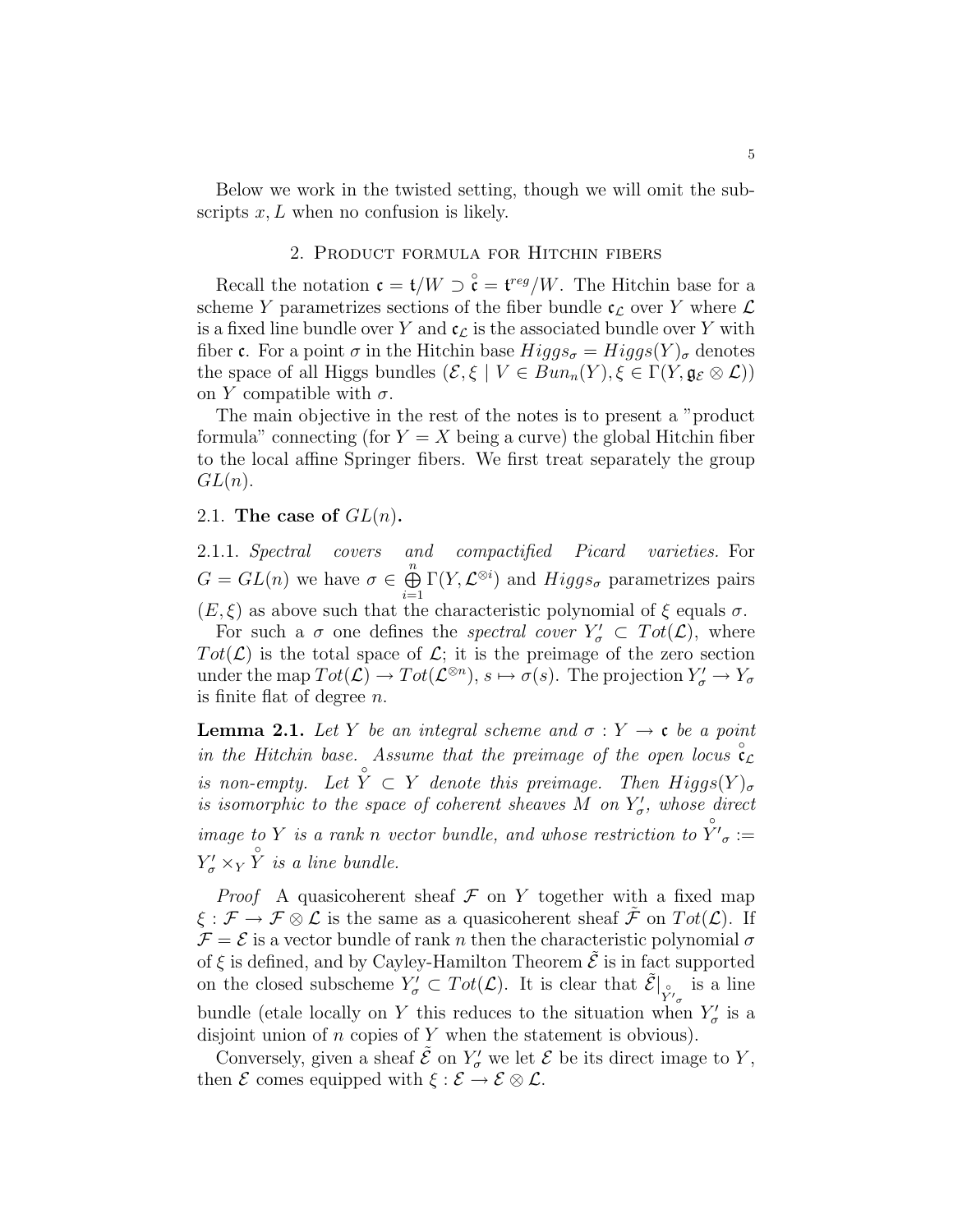Below we work in the twisted setting, though we will omit the subscripts $x, L$ when no confusion is likely.

## 2. Product formula for Hitchin fibers

Recall the notation $\mathfrak{c} = \mathfrak{t}/W \supset \overset{\circ}{\mathfrak{c}} = \mathfrak{t}^{reg}/W$. The Hitchin base for a scheme $Y$ parametrizes sections of the fiber bundle $\mathfrak{c}_{\mathcal{L}}$ over $Y$ where $\mathcal{L}$ is a fixed line bundle over $Y$ and $\mathfrak{c}_{\mathcal{L}}$ is the associated bundle over $Y$ with fiber $\mathfrak{c}$. For a point $\sigma$ in the Hitchin base $Higgs_\sigma = Higgs(Y)_\sigma$ denotes the space of all Higgs bundles $(\mathcal{E}, \xi \mid V \in Bun_n(Y), \xi \in \Gamma(Y, \mathfrak{g}_{\mathcal{E}} \otimes \mathcal{L}))$ on $Y$ compatible with $\sigma$.

The main objective in the rest of the notes is to present a "product formula" connecting (for $Y = X$ being a curve) the global Hitchin fiber to the local affine Springer fibers. We first treat separately the group $GL(n)$.

### 2.1. The case of $GL(n)$.

2.1.1. *Spectral covers and compactified Picard varieties.* For $G = GL(n)$ we have $\sigma \in \bigoplus_{i=1}^{n} \Gamma(Y, \mathcal{L}^{\otimes i})$ and $Higgs_\sigma$ parametrizes pairs $(E, \xi)$ as above such that the characteristic polynomial of $\xi$ equals $\sigma$.

For such a $\sigma$ one defines the *spectral cover* $Y'_\sigma \subset Tot(\mathcal{L})$, where $Tot(\mathcal{L})$ is the total space of $\mathcal{L}$; it is the preimage of the zero section under the map $Tot(\mathcal{L}) \to Tot(\mathcal{L}^{\otimes n})$, $s \mapsto \sigma(s)$. The projection $Y'_\sigma \to Y_\sigma$ is finite flat of degree $n$.

**Lemma 2.1.** *Let $Y$ be an integral scheme and $\sigma : Y \to \mathfrak{c}$ be a point in the Hitchin base. Assume that the preimage of the open locus $\overset{\circ}{\mathfrak{c}}_{\mathcal{L}}$ is non-empty. Let $\overset{\circ}{Y} \subset Y$ denote this preimage. Then $Higgs(Y)_\sigma$ is isomorphic to the space of coherent sheaves $M$ on $Y'_\sigma$, whose direct image to $Y$ is a rank $n$ vector bundle, and whose restriction to $\overset{\circ}{Y}{}'_\sigma := Y'_\sigma \times_Y \overset{\circ}{Y}$ is a line bundle.*

*Proof* A quasicoherent sheaf $\mathcal{F}$ on $Y$ together with a fixed map $\xi : \mathcal{F} \to \mathcal{F} \otimes \mathcal{L}$ is the same as a quasicoherent sheaf $\tilde{\mathcal{F}}$ on $Tot(\mathcal{L})$. If $\mathcal{F} = \mathcal{E}$ is a vector bundle of rank $n$ then the characteristic polynomial $\sigma$ of $\xi$ is defined, and by Cayley-Hamilton Theorem $\tilde{\mathcal{E}}$ is in fact supported on the closed subscheme $Y'_\sigma \subset Tot(\mathcal{L})$. It is clear that $\tilde{\mathcal{E}}|_{\overset{\circ}{Y}{}'_\sigma}$ is a line bundle (etale locally on $Y$ this reduces to the situation when $Y'_\sigma$ is a disjoint union of $n$ copies of $Y$ when the statement is obvious).

Conversely, given a sheaf $\tilde{\mathcal{E}}$ on $Y'_\sigma$ we let $\mathcal{E}$ be its direct image to $Y$, then $\mathcal{E}$ comes equipped with $\xi : \mathcal{E} \to \mathcal{E} \otimes \mathcal{L}$.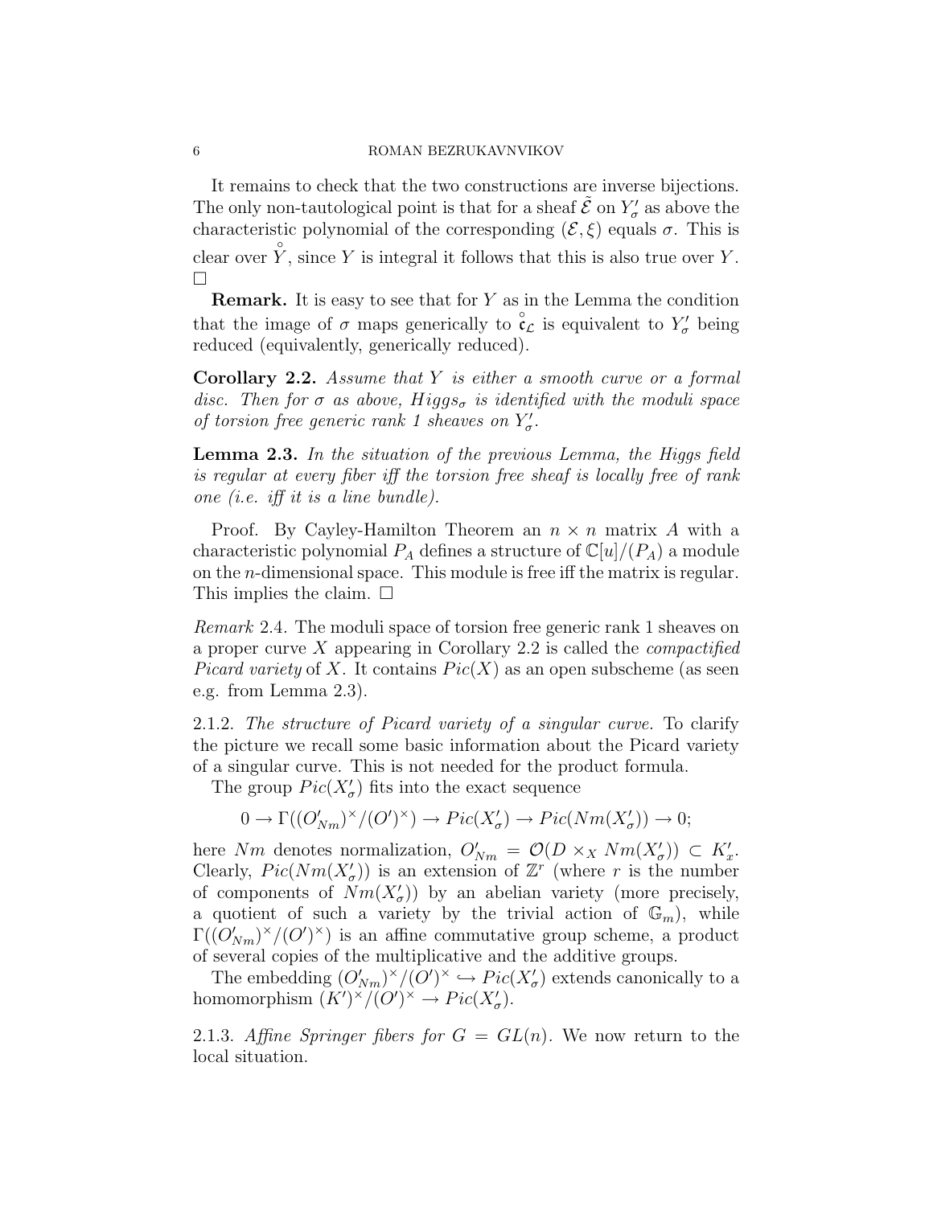It remains to check that the two constructions are inverse bijections. The only non-tautological point is that for a sheaf $\tilde{\mathcal{E}}$ on $Y'_\sigma$ as above the characteristic polynomial of the corresponding $(\mathcal{E}, \xi)$ equals $\sigma$. This is clear over $\overset{\circ}{Y}$, since $Y$ is integral it follows that this is also true over $Y$. $\square$

**Remark.** It is easy to see that for $Y$ as in the Lemma the condition that the image of $\sigma$ maps generically to $\overset{\circ}{\mathfrak{c}}_{\mathcal{L}}$ is equivalent to $Y'_\sigma$ being reduced (equivalently, generically reduced).

**Corollary 2.2.** *Assume that $Y$ is either a smooth curve or a formal disc. Then for $\sigma$ as above, $Higgs_\sigma$ is identified with the moduli space of torsion free generic rank 1 sheaves on $Y'_\sigma$.*

**Lemma 2.3.** *In the situation of the previous Lemma, the Higgs field is regular at every fiber iff the torsion free sheaf is locally free of rank one (i.e. iff it is a line bundle).*

Proof. By Cayley-Hamilton Theorem an $n \times n$ matrix $A$ with a characteristic polynomial $P_A$ defines a structure of $\mathbb{C}[u]/(P_A)$ a module on the $n$-dimensional space. This module is free iff the matrix is regular. This implies the claim. $\square$

*Remark* 2.4. The moduli space of torsion free generic rank 1 sheaves on a proper curve $X$ appearing in Corollary 2.2 is called the *compactified Picard variety* of $X$. It contains $Pic(X)$ as an open subscheme (as seen e.g. from Lemma 2.3).

2.1.2. *The structure of Picard variety of a singular curve.* To clarify the picture we recall some basic information about the Picard variety of a singular curve. This is not needed for the product formula.

The group $Pic(X'_\sigma)$ fits into the exact sequence

$$0 \to \Gamma((O'_{Nm})^\times/(O')^\times) \to Pic(X'_\sigma) \to Pic(Nm(X'_\sigma)) \to 0;$$

here $Nm$ denotes normalization, $O'_{Nm} = \mathcal{O}(D \times_X Nm(X'_\sigma)) \subset K'_x$. Clearly, $Pic(Nm(X'_\sigma))$ is an extension of $\mathbb{Z}^r$ (where $r$ is the number of components of $Nm(X'_\sigma)$) by an abelian variety (more precisely, a quotient of such a variety by the trivial action of $\mathbb{G}_m$), while $\Gamma((O'_{Nm})^\times/(O')^\times)$ is an affine commutative group scheme, a product of several copies of the multiplicative and the additive groups.

The embedding $(O'_{Nm})^\times/(O')^\times \hookrightarrow Pic(X'_\sigma)$ extends canonically to a homomorphism $(K')^\times/(O')^\times \to Pic(X'_\sigma)$.

2.1.3. *Affine Springer fibers for $G = GL(n)$.* We now return to the local situation.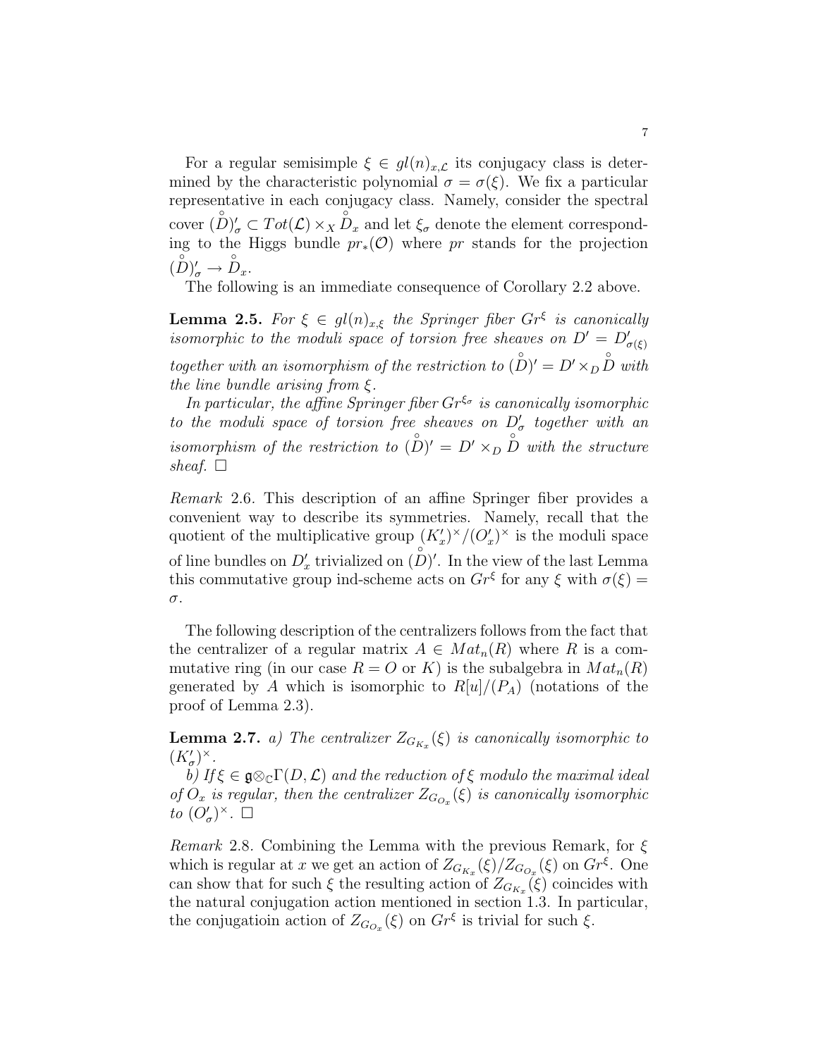For a regular semisimple $\xi \in gl(n)_{x,\mathcal{L}}$ its conjugacy class is determined by the characteristic polynomial $\sigma = \sigma(\xi)$. We fix a particular representative in each conjugacy class. Namely, consider the spectral cover $(\overset{\circ}{D})'_\sigma \subset Tot(\mathcal{L}) \times_X \overset{\circ}{D}_x$ and let $\xi_\sigma$ denote the element corresponding to the Higgs bundle $pr_*(\mathcal{O})$ where $pr$ stands for the projection $(\overset{\circ}{D})'_\sigma \to \overset{\circ}{D}_x$.

The following is an immediate consequence of Corollary 2.2 above.

**Lemma 2.5.** *For $\xi \in gl(n)_{x,\xi}$ the Springer fiber $Gr^\xi$ is canonically isomorphic to the moduli space of torsion free sheaves on $D' = D'_{\sigma(\xi)}$ together with an isomorphism of the restriction to $(\overset{\circ}{D})' = D' \times_D \overset{\circ}{D}$ with the line bundle arising from $\xi$.*

*In particular, the affine Springer fiber $Gr^{\xi_\sigma}$ is canonically isomorphic to the moduli space of torsion free sheaves on $D'_\sigma$ together with an isomorphism of the restriction to $(\overset{\circ}{D})' = D' \times_D \overset{\circ}{D}$ with the structure sheaf.* $\square$

*Remark* 2.6. This description of an affine Springer fiber provides a convenient way to describe its symmetries. Namely, recall that the quotient of the multiplicative group $(K'_x)^\times/(O'_x)^\times$ is the moduli space of line bundles on $D'_x$ trivialized on $(\overset{\circ}{D})'$. In the view of the last Lemma this commutative group ind-scheme acts on $Gr^\xi$ for any $\xi$ with $\sigma(\xi) = \sigma$.

The following description of the centralizers follows from the fact that the centralizer of a regular matrix $A \in Mat_n(R)$ where $R$ is a commutative ring (in our case $R = O$ or $K$) is the subalgebra in $Mat_n(R)$ generated by $A$ which is isomorphic to $R[u]/(P_A)$ (notations of the proof of Lemma 2.3).

**Lemma 2.7.** *a) The centralizer $Z_{G_{K_x}}(\xi)$ is canonically isomorphic to $(K'_\sigma)^\times$.*

*b) If $\xi \in \mathfrak{g} \otimes_{\mathbb{C}} \Gamma(D, \mathcal{L})$ and the reduction of $\xi$ modulo the maximal ideal of $O_x$ is regular, then the centralizer $Z_{G_{O_x}}(\xi)$ is canonically isomorphic to $(O'_\sigma)^\times$.* $\square$

*Remark* 2.8. Combining the Lemma with the previous Remark, for $\xi$ which is regular at $x$ we get an action of $Z_{G_{K_x}}(\xi)/Z_{G_{O_x}}(\xi)$ on $Gr^\xi$. One can show that for such $\xi$ the resulting action of $Z_{G_{K_x}}(\xi)$ coincides with the natural conjugation action mentioned in section 1.3. In particular, the conjugatioin action of $Z_{G_{O_x}}(\xi)$ on $Gr^\xi$ is trivial for such $\xi$.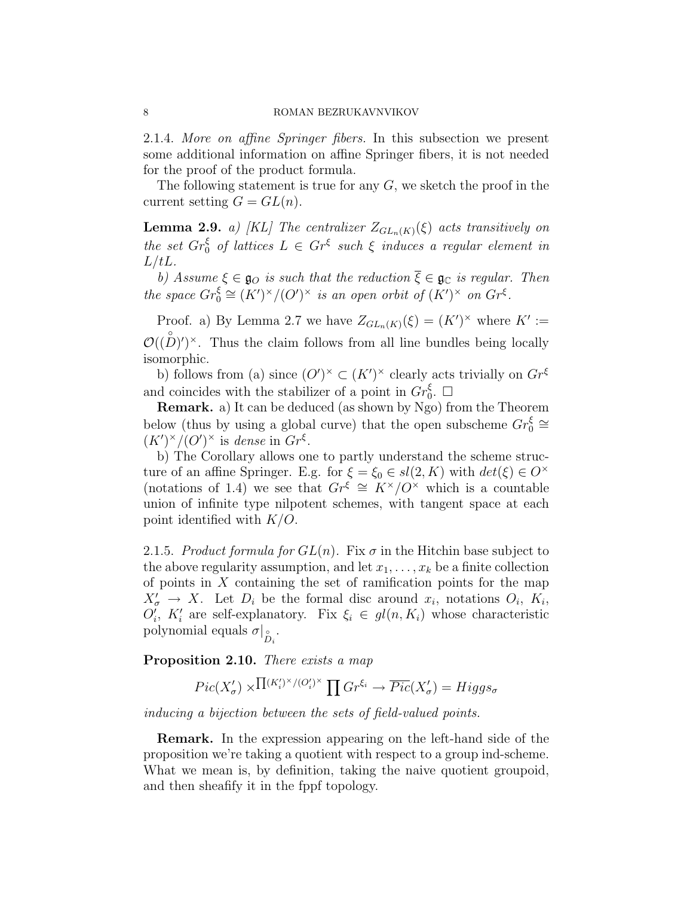2.1.4. *More on affine Springer fibers.* In this subsection we present some additional information on affine Springer fibers, it is not needed for the proof of the product formula.

The following statement is true for any $G$, we sketch the proof in the current setting $G = GL(n)$.

**Lemma 2.9.** *a) [KL] The centralizer $Z_{GL_n(K)}(\xi)$ acts transitively on the set $Gr_0^\xi$ of lattices $L \in Gr^\xi$ such $\xi$ induces a regular element in $L/tL$.*

*b) Assume $\xi \in \mathfrak{g}_O$ is such that the reduction $\overline{\xi} \in \mathfrak{g}_\mathbb{C}$ is regular. Then the space $Gr_0^\xi \cong (K')^\times/(O')^\times$ is an open orbit of $(K')^\times$ on $Gr^\xi$.*

Proof. a) By Lemma 2.7 we have $Z_{GL_n(K)}(\xi) = (K')^\times$ where $K' := \mathcal{O}((\overset{\circ}{D})')^\times$. Thus the claim follows from all line bundles being locally isomorphic.

b) follows from (a) since $(O')^\times \subset (K')^\times$ clearly acts trivially on $Gr^\xi$ and coincides with the stabilizer of a point in $Gr_0^\xi$. $\square$

**Remark.** a) It can be deduced (as shown by Ngo) from the Theorem below (thus by using a global curve) that the open subscheme $Gr_0^\xi \cong (K')^\times/(O')^\times$ is *dense* in $Gr^\xi$.

b) The Corollary allows one to partly understand the scheme structure of an affine Springer. E.g. for $\xi = \xi_0 \in sl(2, K)$ with $det(\xi) \in O^\times$ (notations of 1.4) we see that $Gr^\xi \cong K^\times/O^\times$ which is a countable union of infinite type nilpotent schemes, with tangent space at each point identified with $K/O$.

2.1.5. *Product formula for $GL(n)$.* Fix $\sigma$ in the Hitchin base subject to the above regularity assumption, and let $x_1, \ldots, x_k$ be a finite collection of points in $X$ containing the set of ramification points for the map $X'_\sigma \to X$. Let $D_i$ be the formal disc around $x_i$, notations $O_i$, $K_i$, $O'_i$, $K'_i$ are self-explanatory. Fix $\xi_i \in gl(n, K_i)$ whose characteristic polynomial equals $\sigma|_{\overset{\circ}{D}_i}$.

**Proposition 2.10.** *There exists a map*

$$Pic(X'_\sigma) \times^{\prod (K'_i)^\times/(O'_i)^\times} \prod Gr^{\xi_i} \to \overline{Pic}(X'_\sigma) = Higgs_\sigma$$

*inducing a bijection between the sets of field-valued points.*

**Remark.** In the expression appearing on the left-hand side of the proposition we're taking a quotient with respect to a group ind-scheme. What we mean is, by definition, taking the naive quotient groupoid, and then sheafify it in the fppf topology.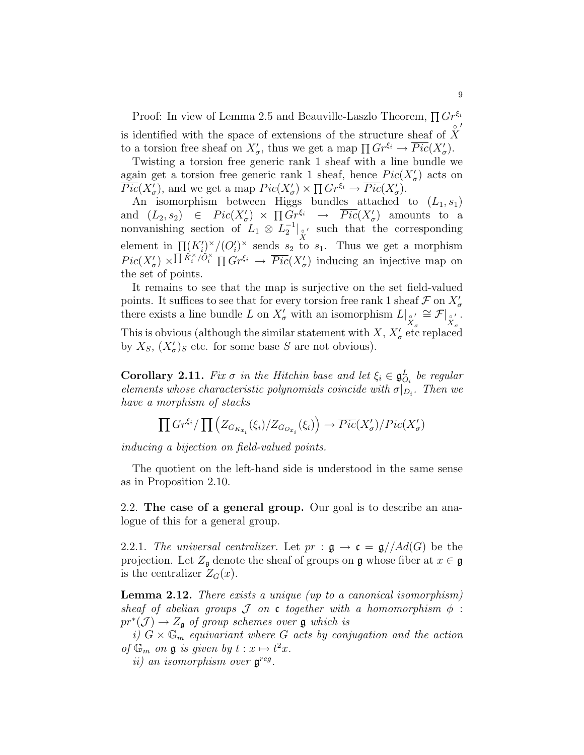Proof: In view of Lemma 2.5 and Beauville-Laszlo Theorem, $\prod Gr^{\xi_i}$ is identified with the space of extensions of the structure sheaf of $\overset{\circ}{X}{}'$ to a torsion free sheaf on $X'_\sigma$, thus we get a map $\prod Gr^{\xi_i} \to \overline{Pic}(X'_\sigma)$.

Twisting a torsion free generic rank 1 sheaf with a line bundle we again get a torsion free generic rank 1 sheaf, hence $Pic(X'_\sigma)$ acts on $\overline{Pic}(X'_\sigma)$, and we get a map $Pic(X'_\sigma) \times \prod Gr^{\xi_i} \to \overline{Pic}(X'_\sigma)$.

An isomorphism between Higgs bundles attached to $(L_1, s_1)$ and $(L_2, s_2) \in Pic(X'_\sigma) \times \prod Gr^{\xi_i} \to \overline{Pic}(X'_\sigma)$ amounts to a nonvanishing section of $L_1 \otimes L_2^{-1}|_{\overset{\circ}{X}{}'}$ such that the corresponding element in $\prod (K'_i)^\times/(O'_i)^\times$ sends $s_2$ to $s_1$. Thus we get a morphism $Pic(X'_\sigma) \times^{\prod \tilde{K}_i^\times/\tilde{O}_i^\times} \prod Gr^{\xi_i} \to \overline{Pic}(X'_\sigma)$ inducing an injective map on the set of points.

It remains to see that the map is surjective on the set field-valued points. It suffices to see that for every torsion free rank 1 sheaf $\mathcal{F}$ on $X'_\sigma$ there exists a line bundle $L$ on $X'_\sigma$ with an isomorphism $L|_{\overset{\circ}{X}{}'_\sigma} \cong \mathcal{F}|_{\overset{\circ}{X}{}'_\sigma}$. This is obvious (although the similar statement with $X$, $X'_\sigma$ etc replaced by $X_S$, $(X'_\sigma)_S$ etc. for some base $S$ are not obvious).

**Corollary 2.11.** *Fix $\sigma$ in the Hitchin base and let $\xi_i \in \mathfrak{g}^L_{O_i}$ be regular elements whose characteristic polynomials coincide with $\sigma|_{D_i}$. Then we have a morphism of stacks*

$$\prod Gr^{\xi_i} / \prod \left( Z_{G_{K_{x_i}}}(\xi_i) / Z_{G_{O_{x_i}}}(\xi_i) \right) \to \overline{Pic}(X'_\sigma)/Pic(X'_\sigma)$$

*inducing a bijection on field-valued points.*

The quotient on the left-hand side is understood in the same sense as in Proposition 2.10.

## 2.2. The case of a general group.

Our goal is to describe an analogue of this for a general group.

2.2.1. *The universal centralizer.* Let $pr : \mathfrak{g} \to \mathfrak{c} = \mathfrak{g}//Ad(G)$ be the projection. Let $Z_\mathfrak{g}$ denote the sheaf of groups on $\mathfrak{g}$ whose fiber at $x \in \mathfrak{g}$ is the centralizer $Z_G(x)$.

**Lemma 2.12.** *There exists a unique (up to a canonical isomorphism) sheaf of abelian groups $\mathcal{J}$ on $\mathfrak{c}$ together with a homomorphism $\phi : pr^*(\mathcal{J}) \to Z_\mathfrak{g}$ of group schemes over $\mathfrak{g}$ which is*

*i) $G \times \mathbb{G}_m$ equivariant where $G$ acts by conjugation and the action of $\mathbb{G}_m$ on $\mathfrak{g}$ is given by $t : x \mapsto t^2 x$.*

*ii) an isomorphism over $\mathfrak{g}^{reg}$.*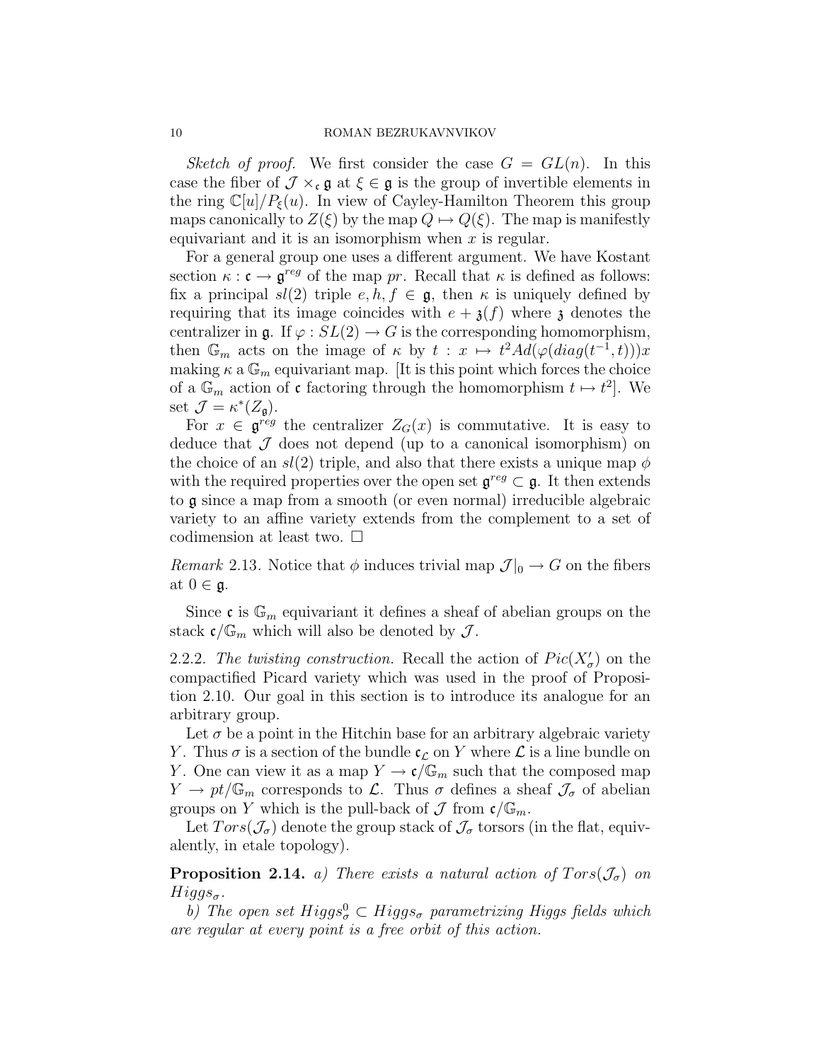*Sketch of proof.* We first consider the case $G = GL(n)$. In this case the fiber of $\mathcal{J} \times_{\mathfrak{c}} \mathfrak{g}$ at $\xi \in \mathfrak{g}$ is the group of invertible elements in the ring $\mathbb{C}[u]/P_\xi(u)$. In view of Cayley-Hamilton Theorem this group maps canonically to $Z(\xi)$ by the map $Q \mapsto Q(\xi)$. The map is manifestly equivariant and it is an isomorphism when $x$ is regular.

For a general group one uses a different argument. We have Kostant section $\kappa : \mathfrak{c} \to \mathfrak{g}^{reg}$ of the map $pr$. Recall that $\kappa$ is defined as follows: fix a principal $sl(2)$ triple $e, h, f \in \mathfrak{g}$, then $\kappa$ is uniquely defined by requiring that its image coincides with $e + \mathfrak{z}(f)$ where $\mathfrak{z}$ denotes the centralizer in $\mathfrak{g}$. If $\varphi : SL(2) \to G$ is the corresponding homomorphism, then $\mathbb{G}_m$ acts on the image of $\kappa$ by $t : x \mapsto t^2 Ad(\varphi(diag(t^{-1}, t)))x$ making $\kappa$ a $\mathbb{G}_m$ equivariant map. [It is this point which forces the choice of a $\mathbb{G}_m$ action of $\mathfrak{c}$ factoring through the homomorphism $t \mapsto t^2$]. We set $\mathcal{J} = \kappa^*(Z_{\mathfrak{g}})$.

For $x \in \mathfrak{g}^{reg}$ the centralizer $Z_G(x)$ is commutative. It is easy to deduce that $\mathcal{J}$ does not depend (up to a canonical isomorphism) on the choice of an $sl(2)$ triple, and also that there exists a unique map $\phi$ with the required properties over the open set $\mathfrak{g}^{reg} \subset \mathfrak{g}$. It then extends to $\mathfrak{g}$ since a map from a smooth (or even normal) irreducible algebraic variety to an affine variety extends from the complement to a set of codimension at least two. $\square$

*Remark* 2.13. Notice that $\phi$ induces trivial map $\mathcal{J}|_0 \to G$ on the fibers at $0 \in \mathfrak{g}$.

Since $\mathfrak{c}$ is $\mathbb{G}_m$ equivariant it defines a sheaf of abelian groups on the stack $\mathfrak{c}/\mathbb{G}_m$ which will also be denoted by $\mathcal{J}$.

2.2.2. *The twisting construction.* Recall the action of $Pic(X'_\sigma)$ on the compactified Picard variety which was used in the proof of Proposition 2.10. Our goal in this section is to introduce its analogue for an arbitrary group.

Let $\sigma$ be a point in the Hitchin base for an arbitrary algebraic variety $Y$. Thus $\sigma$ is a section of the bundle $\mathfrak{c}_{\mathcal{L}}$ on $Y$ where $\mathcal{L}$ is a line bundle on $Y$. One can view it as a map $Y \to \mathfrak{c}/\mathbb{G}_m$ such that the composed map $Y \to pt/\mathbb{G}_m$ corresponds to $\mathcal{L}$. Thus $\sigma$ defines a sheaf $\mathcal{J}_\sigma$ of abelian groups on $Y$ which is the pull-back of $\mathcal{J}$ from $\mathfrak{c}/\mathbb{G}_m$.

Let $Tors(\mathcal{J}_\sigma)$ denote the group stack of $\mathcal{J}_\sigma$ torsors (in the flat, equivalently, in etale topology).

**Proposition 2.14.** *a) There exists a natural action of $Tors(\mathcal{J}_\sigma)$ on $Higgs_\sigma$.*

*b) The open set $Higgs^0_\sigma \subset Higgs_\sigma$ parametrizing Higgs fields which are regular at every point is a free orbit of this action.*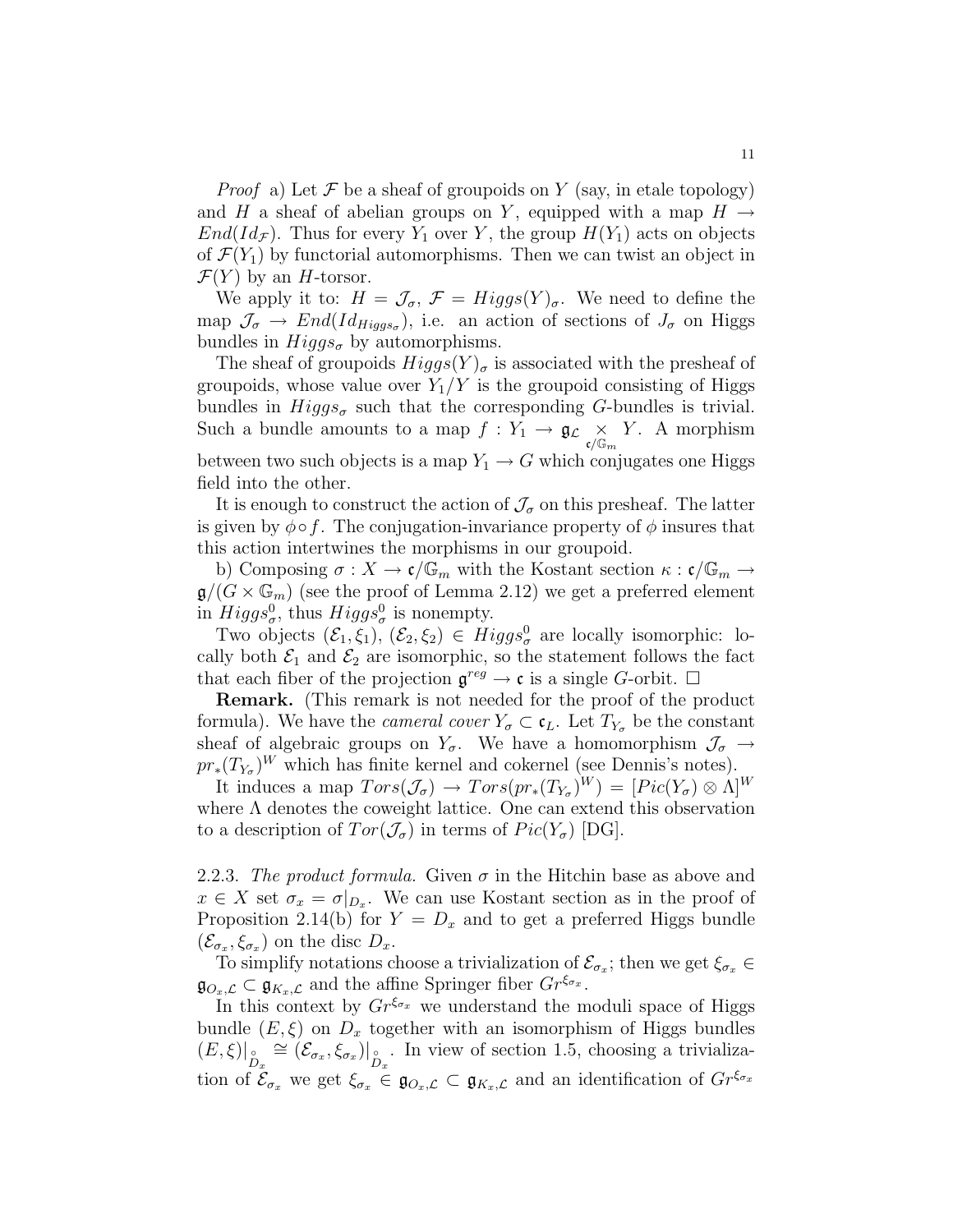*Proof* a) Let $\mathcal{F}$ be a sheaf of groupoids on $Y$ (say, in etale topology) and $H$ a sheaf of abelian groups on $Y$, equipped with a map $H \to End(Id_{\mathcal{F}})$. Thus for every $Y_1$ over $Y$, the group $H(Y_1)$ acts on objects of $\mathcal{F}(Y_1)$ by functorial automorphisms. Then we can twist an object in $\mathcal{F}(Y)$ by an $H$-torsor.

We apply it to: $H = \mathcal{J}_\sigma$, $\mathcal{F} = Higgs(Y)_\sigma$. We need to define the map $\mathcal{J}_\sigma \to End(Id_{Higgs_\sigma})$, i.e. an action of sections of $J_\sigma$ on Higgs bundles in $Higgs_\sigma$ by automorphisms.

The sheaf of groupoids $Higgs(Y)_\sigma$ is associated with the presheaf of groupoids, whose value over $Y_1/Y$ is the groupoid consisting of Higgs bundles in $Higgs_\sigma$ such that the corresponding $G$-bundles is trivial. Such a bundle amounts to a map $f : Y_1 \to \mathfrak{g}_{\mathcal{L}} \underset{\mathfrak{c}/\mathbb{G}_m}{\times} Y$. A morphism between two such objects is a map $Y_1 \to G$ which conjugates one Higgs field into the other.

It is enough to construct the action of $\mathcal{J}_\sigma$ on this presheaf. The latter is given by $\phi \circ f$. The conjugation-invariance property of $\phi$ insures that this action intertwines the morphisms in our groupoid.

b) Composing $\sigma : X \to \mathfrak{c}/\mathbb{G}_m$ with the Kostant section $\kappa : \mathfrak{c}/\mathbb{G}_m \to \mathfrak{g}/(G \times \mathbb{G}_m)$ (see the proof of Lemma 2.12) we get a preferred element in $Higgs^0_\sigma$, thus $Higgs^0_\sigma$ is nonempty.

Two objects $(\mathcal{E}_1, \xi_1), (\mathcal{E}_2, \xi_2) \in Higgs^0_\sigma$ are locally isomorphic: locally both $\mathcal{E}_1$ and $\mathcal{E}_2$ are isomorphic, so the statement follows the fact that each fiber of the projection $\mathfrak{g}^{reg} \to \mathfrak{c}$ is a single $G$-orbit. $\square$

**Remark.** (This remark is not needed for the proof of the product formula). We have the *cameral cover* $Y_\sigma \subset \mathfrak{c}_L$. Let $T_{Y_\sigma}$ be the constant sheaf of algebraic groups on $Y_\sigma$. We have a homomorphism $\mathcal{J}_\sigma \to pr_*(T_{Y_\sigma})^W$ which has finite kernel and cokernel (see Dennis's notes).

It induces a map $Tors(\mathcal{J}_\sigma) \to Tors(pr_*(T_{Y_\sigma})^W) = [Pic(Y_\sigma) \otimes \Lambda]^W$ where $\Lambda$ denotes the coweight lattice. One can extend this observation to a description of $Tor(\mathcal{J}_\sigma)$ in terms of $Pic(Y_\sigma)$ [DG].

2.2.3. *The product formula.* Given $\sigma$ in the Hitchin base as above and $x \in X$ set $\sigma_x = \sigma|_{D_x}$. We can use Kostant section as in the proof of Proposition 2.14(b) for $Y = D_x$ and to get a preferred Higgs bundle $(\mathcal{E}_{\sigma_x}, \xi_{\sigma_x})$ on the disc $D_x$.

To simplify notations choose a trivialization of $\mathcal{E}_{\sigma_x}$; then we get $\xi_{\sigma_x} \in \mathfrak{g}_{O_x,\mathcal{L}} \subset \mathfrak{g}_{K_x,\mathcal{L}}$ and the affine Springer fiber $Gr^{\xi_{\sigma_x}}$.

In this context by $Gr^{\xi_{\sigma_x}}$ we understand the moduli space of Higgs bundle $(E, \xi)$ on $D_x$ together with an isomorphism of Higgs bundles $(E, \xi)|_{\overset{\circ}{D}_x} \cong (\mathcal{E}_{\sigma_x}, \xi_{\sigma_x})|_{\overset{\circ}{D}_x}$. In view of section 1.5, choosing a trivialization of $\mathcal{E}_{\sigma_x}$ we get $\xi_{\sigma_x} \in \mathfrak{g}_{O_x,\mathcal{L}} \subset \mathfrak{g}_{K_x,\mathcal{L}}$ and an identification of $Gr^{\xi_{\sigma_x}}$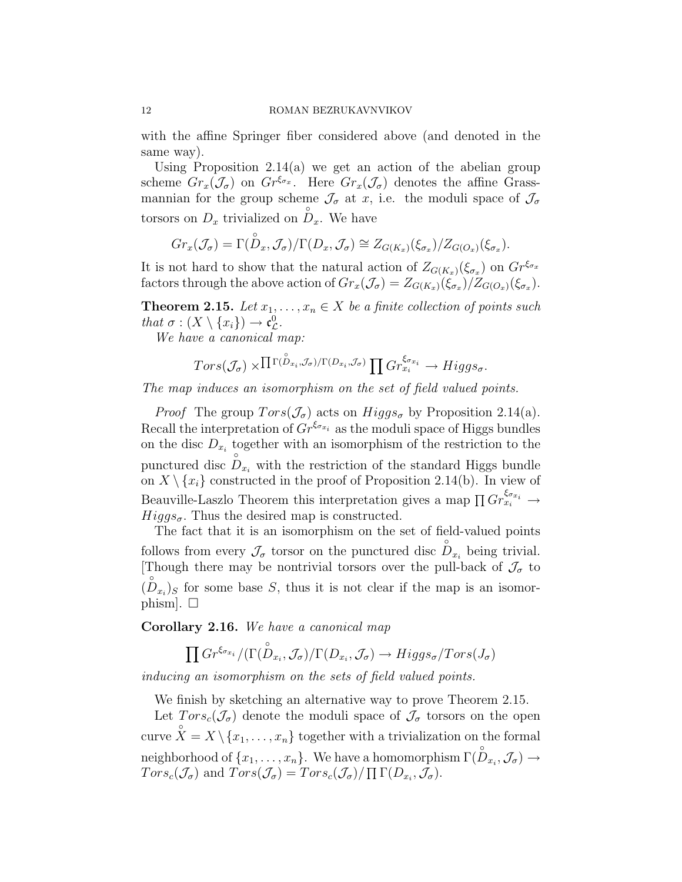with the affine Springer fiber considered above (and denoted in the same way).

Using Proposition 2.14(a) we get an action of the abelian group scheme $Gr_x(\mathcal{J}_\sigma)$ on $Gr^{\xi_{\sigma_x}}$. Here $Gr_x(\mathcal{J}_\sigma)$ denotes the affine Grassmannian for the group scheme $\mathcal{J}_\sigma$ at $x$, i.e. the moduli space of $\mathcal{J}_\sigma$ torsors on $D_x$ trivialized on $\overset{\circ}{D}_x$. We have

$$Gr_x(\mathcal{J}_\sigma) = \Gamma(\overset{\circ}{D}_x, \mathcal{J}_\sigma)/\Gamma(D_x, \mathcal{J}_\sigma) \cong Z_{G(K_x)}(\xi_{\sigma_x})/Z_{G(O_x)}(\xi_{\sigma_x}).$$

It is not hard to show that the natural action of $Z_{G(K_x)}(\xi_{\sigma_x})$ on $Gr^{\xi_{\sigma_x}}$ factors through the above action of $Gr_x(\mathcal{J}_\sigma) = Z_{G(K_x)}(\xi_{\sigma_x})/Z_{G(O_x)}(\xi_{\sigma_x})$.

**Theorem 2.15.** *Let $x_1, \ldots, x_n \in X$ be a finite collection of points such that $\sigma : (X \setminus \{x_i\}) \to \mathfrak{c}^0_{\mathcal{L}}$.*

*We have a canonical map:*

$$Tors(\mathcal{J}_\sigma) \times^{\prod \Gamma(\overset{\circ}{D}_{x_i}, \mathcal{J}_\sigma)/\Gamma(D_{x_i}, \mathcal{J}_\sigma)} \prod Gr_{x_i}^{\xi_{\sigma_{x_i}}} \to Higgs_\sigma.$$

*The map induces an isomorphism on the set of field valued points.*

*Proof* The group $Tors(\mathcal{J}_\sigma)$ acts on $Higgs_\sigma$ by Proposition 2.14(a). Recall the interpretation of $Gr^{\xi_{\sigma_{x_i}}}$ as the moduli space of Higgs bundles on the disc $D_{x_i}$ together with an isomorphism of the restriction to the punctured disc $\overset{\circ}{D}_{x_i}$ with the restriction of the standard Higgs bundle on $X \setminus \{x_i\}$ constructed in the proof of Proposition 2.14(b). In view of Beauville-Laszlo Theorem this interpretation gives a map $\prod Gr_{x_i}^{\xi_{\sigma_{x_i}}} \to Higgs_\sigma$. Thus the desired map is constructed.

The fact that it is an isomorphism on the set of field-valued points follows from every $\mathcal{J}_\sigma$ torsor on the punctured disc $\overset{\circ}{D}_{x_i}$ being trivial. [Though there may be nontrivial torsors over the pull-back of $\mathcal{J}_\sigma$ to $(\overset{\circ}{D}_{x_i})_S$ for some base $S$, thus it is not clear if the map is an isomorphism]. $\square$

**Corollary 2.16.** *We have a canonical map*

$$\prod Gr^{\xi_{\sigma_{x_i}}}/(\Gamma(\overset{\circ}{D}_{x_i}, \mathcal{J}_\sigma)/\Gamma(D_{x_i}, \mathcal{J}_\sigma) \to Higgs_\sigma/Tors(J_\sigma)$$

*inducing an isomorphism on the sets of field valued points.*

We finish by sketching an alternative way to prove Theorem 2.15.

Let $Tors_c(\mathcal{J}_\sigma)$ denote the moduli space of $\mathcal{J}_\sigma$ torsors on the open curve $\overset{\circ}{X} = X \setminus \{x_1, \ldots, x_n\}$ together with a trivialization on the formal neighborhood of $\{x_1, \ldots, x_n\}$. We have a homomorphism $\Gamma(\overset{\circ}{D}_{x_i}, \mathcal{J}_\sigma) \to Tors_c(\mathcal{J}_\sigma)$ and $Tors(\mathcal{J}_\sigma) = Tors_c(\mathcal{J}_\sigma)/\prod \Gamma(D_{x_i}, \mathcal{J}_\sigma)$.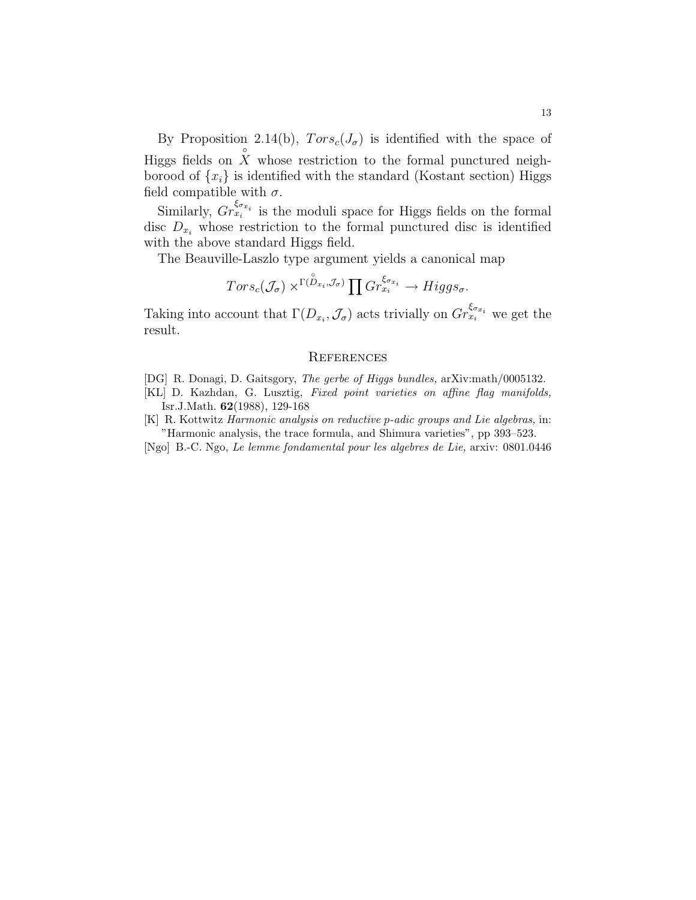By Proposition 2.14(b), $Tors_c(J_\sigma)$ is identified with the space of Higgs fields on $\overset{\circ}{X}$ whose restriction to the formal punctured neighborood of $\{x_i\}$ is identified with the standard (Kostant section) Higgs field compatible with $\sigma$.

Similarly, $Gr_{x_i}^{\xi_{\sigma_{x_i}}}$ is the moduli space for Higgs fields on the formal disc $D_{x_i}$ whose restriction to the formal punctured disc is identified with the above standard Higgs field.

The Beauville-Laszlo type argument yields a canonical map

$$Tors_c(\mathcal{J}_\sigma) \times^{\Gamma(\overset{\circ}{D}_{x_i}, \mathcal{J}_\sigma)} \prod Gr_{x_i}^{\xi_{\sigma_{x_i}}} \to Higgs_\sigma.$$

Taking into account that $\Gamma(D_{x_i}, \mathcal{J}_\sigma)$ acts trivially on $Gr_{x_i}^{\xi_{\sigma_{x_i}}}$ we get the result.

## References

[DG] R. Donagi, D. Gaitsgory, *The gerbe of Higgs bundles,* arXiv:math/0005132.

[KL] D. Kazhdan, G. Lusztig, *Fixed point varieties on affine flag manifolds,* Isr.J.Math. **62**(1988), 129-168

[K] R. Kottwitz *Harmonic analysis on reductive p-adic groups and Lie algebras,* in: "Harmonic analysis, the trace formula, and Shimura varieties", pp 393–523.

[Ngo] B.-C. Ngo, *Le lemme fondamental pour les algebres de Lie,* arxiv: 0801.0446